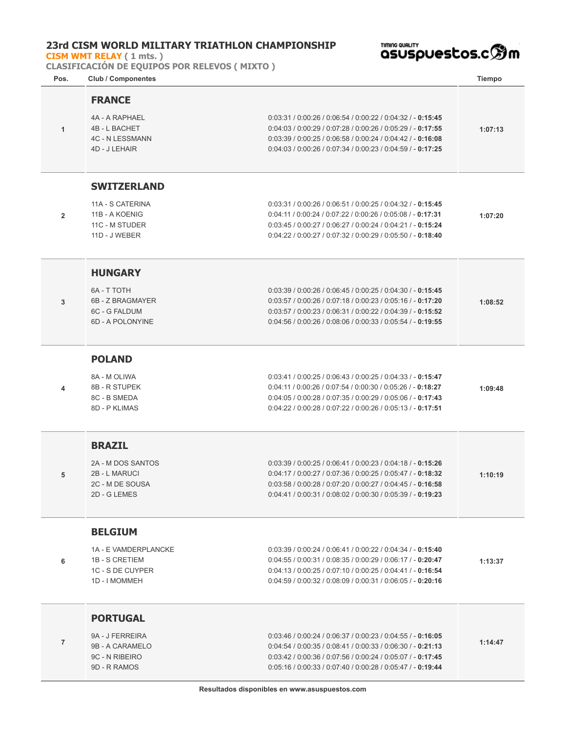# 23rd CISM WORLD MILITARY TRIATHLON CHAMPIONSHIP

**CISM WMT RELAY ( 1 mts. )**

**CLASIFICACIÓN DE EQUIPOS POR RELEVOS ( MIXTO )**

| Pos. | Club / Componentes | | Tiempo |
|---|---|---|---|
| 1 | **FRANCE** | | 1:07:13 |
| | 4A - A RAPHAEL | 0:03:31 / 0:00:26 / 0:06:54 / 0:00:22 / 0:04:32 / - **0:15:45** | |
| | 4B - L BACHET | 0:04:03 / 0:00:29 / 0:07:28 / 0:00:26 / 0:05:29 / - **0:17:55** | |
| | 4C - N LESSMANN | 0:03:39 / 0:00:25 / 0:06:58 / 0:00:24 / 0:04:42 / - **0:16:08** | |
| | 4D - J LEHAIR | 0:04:03 / 0:00:26 / 0:07:34 / 0:00:23 / 0:04:59 / - **0:17:25** | |
| 2 | **SWITZERLAND** | | 1:07:20 |
| | 11A - S CATERINA | 0:03:31 / 0:00:26 / 0:06:51 / 0:00:25 / 0:04:32 / - **0:15:45** | |
| | 11B - A KOENIG | 0:04:11 / 0:00:24 / 0:07:22 / 0:00:26 / 0:05:08 / - **0:17:31** | |
| | 11C - M STUDER | 0:03:45 / 0:00:27 / 0:06:27 / 0:00:24 / 0:04:21 / - **0:15:24** | |
| | 11D - J WEBER | 0:04:22 / 0:00:27 / 0:07:32 / 0:00:29 / 0:05:50 / - **0:18:40** | |
| 3 | **HUNGARY** | | 1:08:52 |
| | 6A - T TOTH | 0:03:39 / 0:00:26 / 0:06:45 / 0:00:25 / 0:04:30 / - **0:15:45** | |
| | 6B - Z BRAGMAYER | 0:03:57 / 0:00:26 / 0:07:18 / 0:00:23 / 0:05:16 / - **0:17:20** | |
| | 6C - G FALDUM | 0:03:57 / 0:00:23 / 0:06:31 / 0:00:22 / 0:04:39 / - **0:15:52** | |
| | 6D - A POLONYINE | 0:04:56 / 0:00:26 / 0:08:06 / 0:00:33 / 0:05:54 / - **0:19:55** | |
| 4 | **POLAND** | | 1:09:48 |
| | 8A - M OLIWA | 0:03:41 / 0:00:25 / 0:06:43 / 0:00:25 / 0:04:33 / - **0:15:47** | |
| | 8B - R STUPEK | 0:04:11 / 0:00:26 / 0:07:54 / 0:00:30 / 0:05:26 / - **0:18:27** | |
| | 8C - B SMEDA | 0:04:05 / 0:00:28 / 0:07:35 / 0:00:29 / 0:05:06 / - **0:17:43** | |
| | 8D - P KLIMAS | 0:04:22 / 0:00:28 / 0:07:22 / 0:00:26 / 0:05:13 / - **0:17:51** | |
| 5 | **BRAZIL** | | 1:10:19 |
| | 2A - M DOS SANTOS | 0:03:39 / 0:00:25 / 0:06:41 / 0:00:23 / 0:04:18 / - **0:15:26** | |
| | 2B - L MARUCI | 0:04:17 / 0:00:27 / 0:07:36 / 0:00:25 / 0:05:47 / - **0:18:32** | |
| | 2C - M DE SOUSA | 0:03:58 / 0:00:28 / 0:07:20 / 0:00:27 / 0:04:45 / - **0:16:58** | |
| | 2D - G LEMES | 0:04:41 / 0:00:31 / 0:08:02 / 0:00:30 / 0:05:39 / - **0:19:23** | |
| 6 | **BELGIUM** | | 1:13:37 |
| | 1A - E VAMDERPLANCKE | 0:03:39 / 0:00:24 / 0:06:41 / 0:00:22 / 0:04:34 / - **0:15:40** | |
| | 1B - S CRETIEM | 0:04:55 / 0:00:31 / 0:08:35 / 0:00:29 / 0:06:17 / - **0:20:47** | |
| | 1C - S DE CUYPER | 0:04:13 / 0:00:25 / 0:07:10 / 0:00:25 / 0:04:41 / - **0:16:54** | |
| | 1D - I MOMMEH | 0:04:59 / 0:00:32 / 0:08:09 / 0:00:31 / 0:06:05 / - **0:20:16** | |
| 7 | **PORTUGAL** | | 1:14:47 |
| | 9A - J FERREIRA | 0:03:46 / 0:00:24 / 0:06:37 / 0:00:23 / 0:04:55 / - **0:16:05** | |
| | 9B - A CARAMELO | 0:04:54 / 0:00:35 / 0:08:41 / 0:00:33 / 0:06:30 / - **0:21:13** | |
| | 9C - N RIBEIRO | 0:03:42 / 0:00:36 / 0:07:56 / 0:00:24 / 0:05:07 / - **0:17:45** | |
| | 9D - R RAMOS | 0:05:16 / 0:00:33 / 0:07:40 / 0:00:28 / 0:05:47 / - **0:19:44** | |

**Resultados disponibles en www.asuspuestos.com**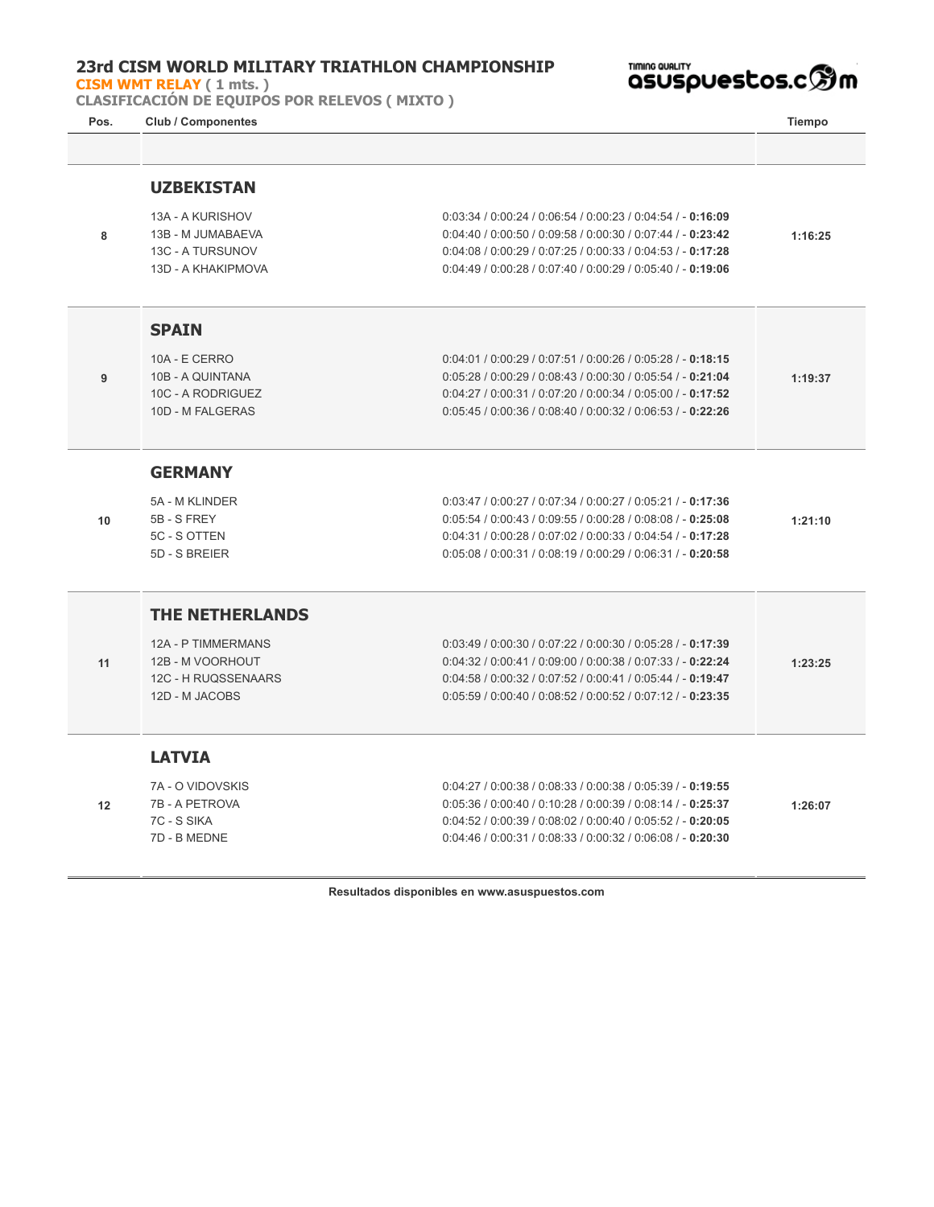# 23rd CISM WORLD MILITARY TRIATHLON CHAMPIONSHIP

**CISM WMT RELAY ( 1 mts. )**

**CLASIFICACIÓN DE EQUIPOS POR RELEVOS ( MIXTO )**

| Pos. | Club / Componentes | | Tiempo |
|---|---|---|---|
| | | | |
| | **UZBEKISTAN** | | |
| 8 | 13A - A KURISHOV | 0:03:34 / 0:00:24 / 0:06:54 / 0:00:23 / 0:04:54 / - **0:16:09** | 1:16:25 |
| | 13B - M JUMABAEVA | 0:04:40 / 0:00:50 / 0:09:58 / 0:00:30 / 0:07:44 / - **0:23:42** | |
| | 13C - A TURSUNOV | 0:04:08 / 0:00:29 / 0:07:25 / 0:00:33 / 0:04:53 / - **0:17:28** | |
| | 13D - A KHAKIPMOVA | 0:04:49 / 0:00:28 / 0:07:40 / 0:00:29 / 0:05:40 / - **0:19:06** | |
| | **SPAIN** | | |
| 9 | 10A - E CERRO | 0:04:01 / 0:00:29 / 0:07:51 / 0:00:26 / 0:05:28 / - **0:18:15** | 1:19:37 |
| | 10B - A QUINTANA | 0:05:28 / 0:00:29 / 0:08:43 / 0:00:30 / 0:05:54 / - **0:21:04** | |
| | 10C - A RODRIGUEZ | 0:04:27 / 0:00:31 / 0:07:20 / 0:00:34 / 0:05:00 / - **0:17:52** | |
| | 10D - M FALGERAS | 0:05:45 / 0:00:36 / 0:08:40 / 0:00:32 / 0:06:53 / - **0:22:26** | |
| | **GERMANY** | | |
| 10 | 5A - M KLINDER | 0:03:47 / 0:00:27 / 0:07:34 / 0:00:27 / 0:05:21 / - **0:17:36** | 1:21:10 |
| | 5B - S FREY | 0:05:54 / 0:00:43 / 0:09:55 / 0:00:28 / 0:08:08 / - **0:25:08** | |
| | 5C - S OTTEN | 0:04:31 / 0:00:28 / 0:07:02 / 0:00:33 / 0:04:54 / - **0:17:28** | |
| | 5D - S BREIER | 0:05:08 / 0:00:31 / 0:08:19 / 0:00:29 / 0:06:31 / - **0:20:58** | |
| | **THE NETHERLANDS** | | |
| 11 | 12A - P TIMMERMANS | 0:03:49 / 0:00:30 / 0:07:22 / 0:00:30 / 0:05:28 / - **0:17:39** | 1:23:25 |
| | 12B - M VOORHOUT | 0:04:32 / 0:00:41 / 0:09:00 / 0:00:38 / 0:07:33 / - **0:22:24** | |
| | 12C - H RUQSSENAARS | 0:04:58 / 0:00:32 / 0:07:52 / 0:00:41 / 0:05:44 / - **0:19:47** | |
| | 12D - M JACOBS | 0:05:59 / 0:00:40 / 0:08:52 / 0:00:52 / 0:07:12 / - **0:23:35** | |
| | **LATVIA** | | |
| 12 | 7A - O VIDOVSKIS | 0:04:27 / 0:00:38 / 0:08:33 / 0:00:38 / 0:05:39 / - **0:19:55** | 1:26:07 |
| | 7B - A PETROVA | 0:05:36 / 0:00:40 / 0:10:28 / 0:00:39 / 0:08:14 / - **0:25:37** | |
| | 7C - S SIKA | 0:04:52 / 0:00:39 / 0:08:02 / 0:00:40 / 0:05:52 / - **0:20:05** | |
| | 7D - B MEDNE | 0:04:46 / 0:00:31 / 0:08:33 / 0:00:32 / 0:06:08 / - **0:20:30** | |

**Resultados disponibles en www.asuspuestos.com**